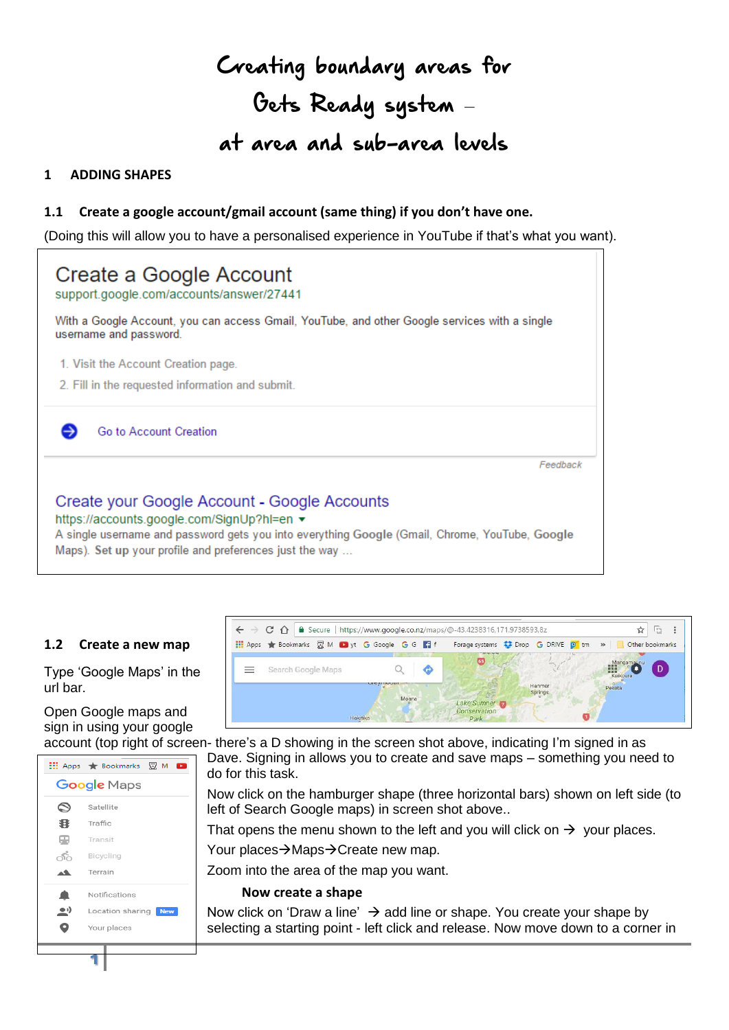# Creating boundary areas for Gets Ready system – at area and sub-area levels

## 1 ADDING SHAPES

### 1.1 Create a google account/gmail account (same thing) if you don't have one.

(Doing this will allow you to have a personalised experience in YouTube if that's what you want).

> **Create a Google Account**
> support.google.com/accounts/answer/27441
>
> With a Google Account, you can access Gmail, YouTube, and other Google services with a single username and password.
>
> 1. Visit the Account Creation page.
> 2. Fill in the requested information and submit.
>
> Go to Account Creation
>
> Feedback
>
> **Create your Google Account - Google Accounts**
> https://accounts.google.com/SignUp?hl=en
> A single username and password gets you into everything Google (Gmail, Chrome, YouTube, Google Maps). Set up your profile and preferences just the way ...

### 1.2 Create a new map

Type 'Google Maps' in the url bar.

Open Google maps and sign in using your google account (top right of screen- there's a D showing in the screen shot above, indicating I'm signed in as Dave. Signing in allows you to create and save maps – something you need to do for this task.

Now click on the hamburger shape (three horizontal bars) shown on left side (to left of Search Google maps) in screen shot above..

That opens the menu shown to the left and you will click on → your places.

Your places→Maps→Create new map.

Zoom into the area of the map you want.

**Now create a shape**

Now click on 'Draw a line' → add line or shape. You create your shape by selecting a starting point - left click and release. Now move down to a corner in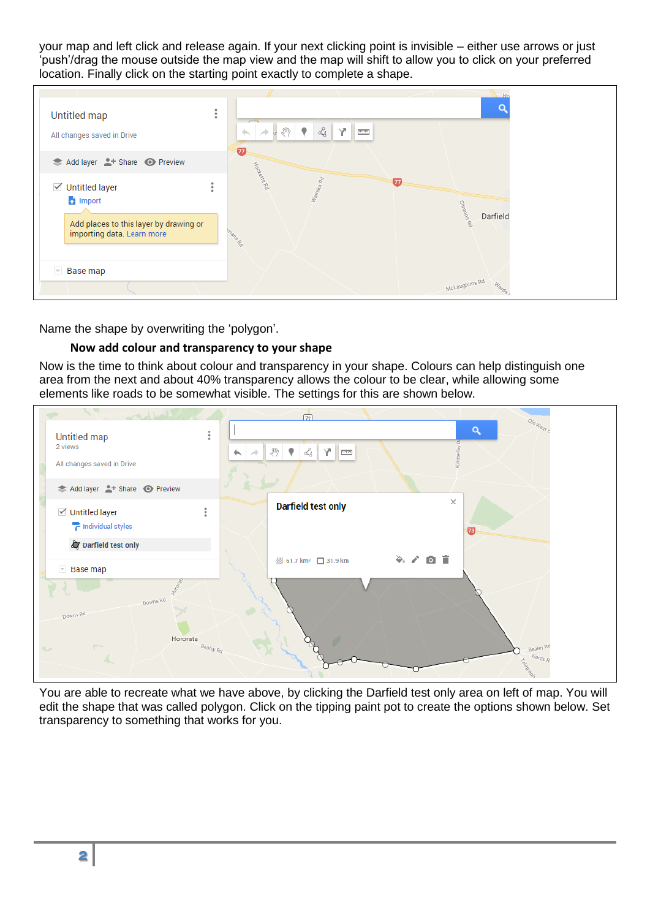your map and left click and release again. If your next clicking point is invisible – either use arrows or just 'push'/drag the mouse outside the map view and the map will shift to allow you to click on your preferred location. Finally click on the starting point exactly to complete a shape.

Name the shape by overwriting the 'polygon'.

**Now add colour and transparency to your shape**

Now is the time to think about colour and transparency in your shape. Colours can help distinguish one area from the next and about 40% transparency allows the colour to be clear, while allowing some elements like roads to be somewhat visible. The settings for this are shown below.

You are able to recreate what we have above, by clicking the Darfield test only area on left of map. You will edit the shape that was called polygon. Click on the tipping paint pot to create the options shown below. Set transparency to something that works for you.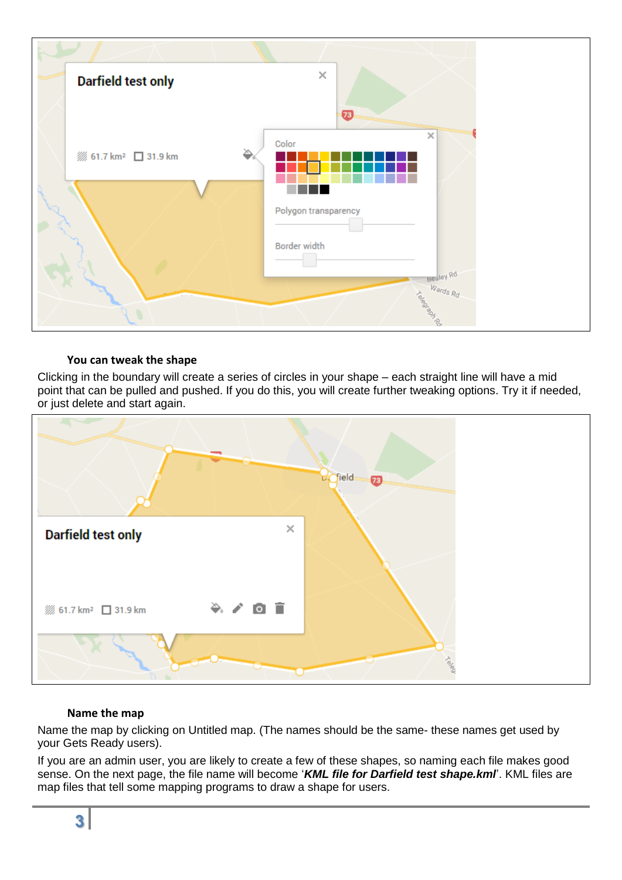### You can tweak the shape

Clicking in the boundary will create a series of circles in your shape – each straight line will have a mid point that can be pulled and pushed. If you do this, you will create further tweaking options. Try it if needed, or just delete and start again.

### Name the map

Name the map by clicking on Untitled map. (The names should be the same- these names get used by your Gets Ready users).

If you are an admin user, you are likely to create a few of these shapes, so naming each file makes good sense. On the next page, the file name will become '***KML file for Darfield test shape.kml***'. KML files are map files that tell some mapping programs to draw a shape for users.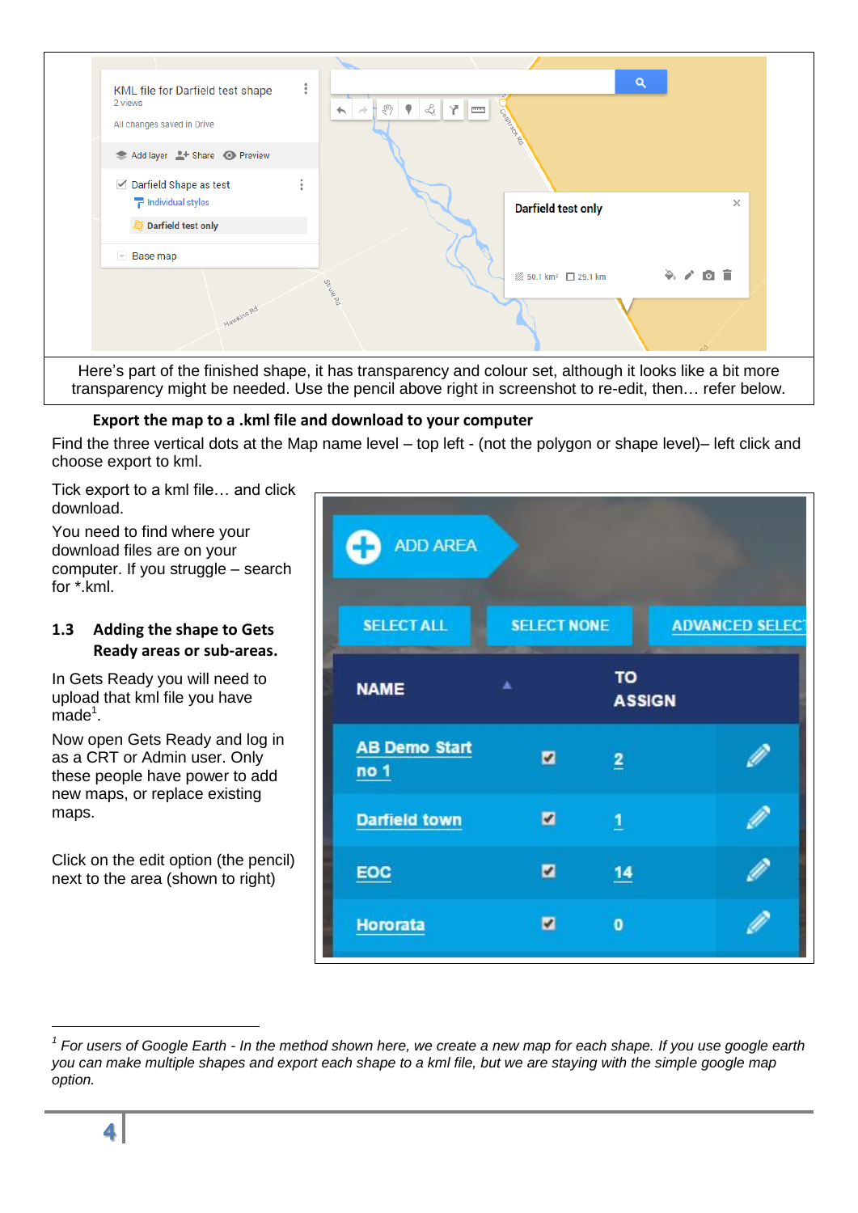Here's part of the finished shape, it has transparency and colour set, although it looks like a bit more transparency might be needed. Use the pencil above right in screenshot to re-edit, then… refer below.

**Export the map to a .kml file and download to your computer**

Find the three vertical dots at the Map name level – top left - (not the polygon or shape level)– left click and choose export to kml.

Tick export to a kml file… and click download.

You need to find where your download files are on your computer. If you struggle – search for *.kml.

## 1.3 Adding the shape to Gets Ready areas or sub-areas.

In Gets Ready you will need to upload that kml file you have made[1].

Now open Gets Ready and log in as a CRT or Admin user. Only these people have power to add new maps, or replace existing maps.

Click on the edit option (the pencil) next to the area (shown to right)

[1] *For users of Google Earth - In the method shown here, we create a new map for each shape. If you use google earth you can make multiple shapes and export each shape to a kml file, but we are staying with the simple google map option.*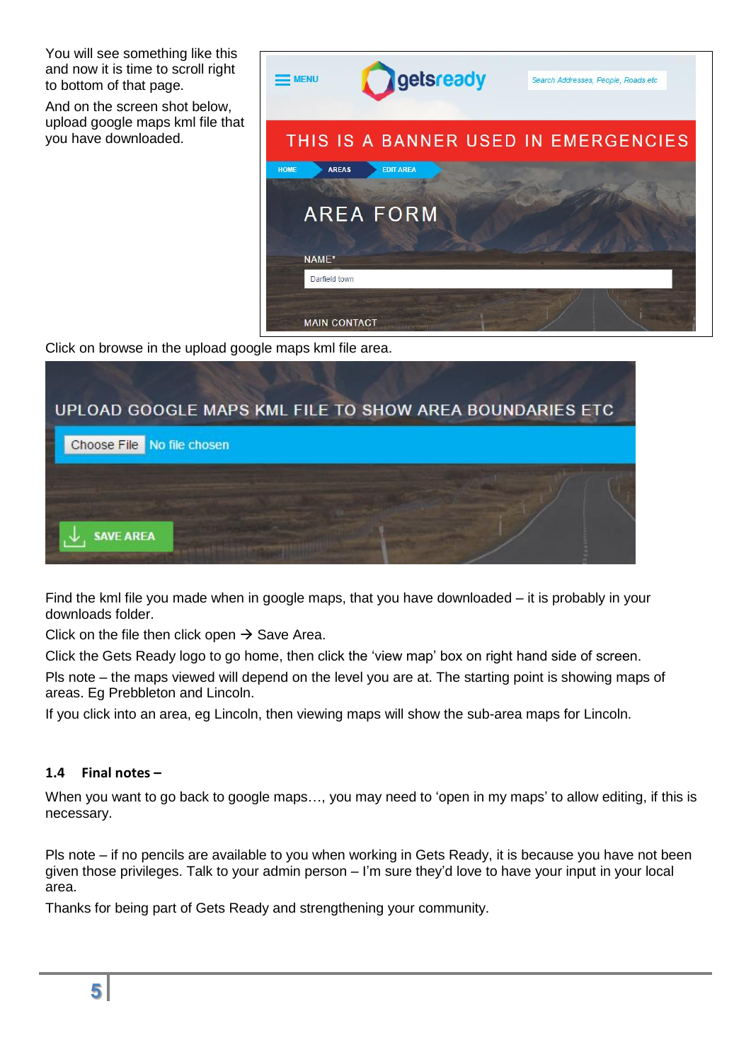You will see something like this and now it is time to scroll right to bottom of that page.

And on the screen shot below, upload google maps kml file that you have downloaded.

Click on browse in the upload google maps kml file area.

Find the kml file you made when in google maps, that you have downloaded – it is probably in your downloads folder.

Click on the file then click open → Save Area.

Click the Gets Ready logo to go home, then click the ‘view map’ box on right hand side of screen.

Pls note – the maps viewed will depend on the level you are at. The starting point is showing maps of areas. Eg Prebbleton and Lincoln.

If you click into an area, eg Lincoln, then viewing maps will show the sub-area maps for Lincoln.

### 1.4 Final notes –

When you want to go back to google maps…, you may need to ‘open in my maps’ to allow editing, if this is necessary.

Pls note – if no pencils are available to you when working in Gets Ready, it is because you have not been given those privileges. Talk to your admin person – I’m sure they’d love to have your input in your local area.

Thanks for being part of Gets Ready and strengthening your community.